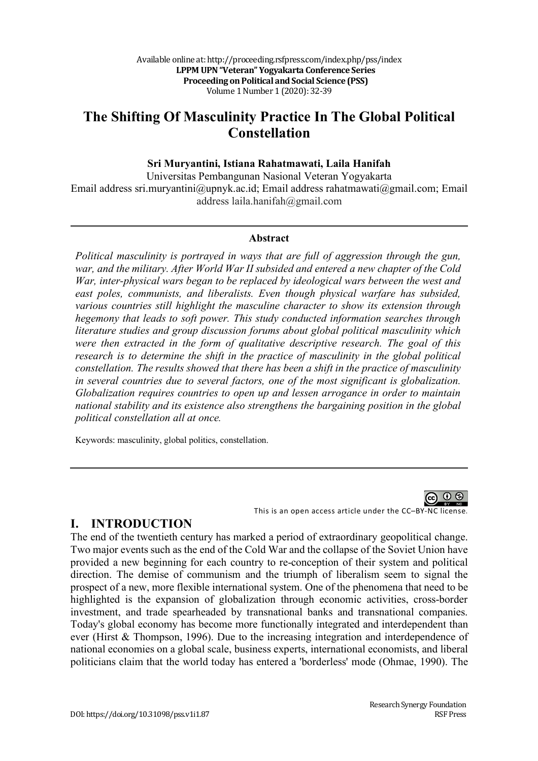# The Shifting Of Masculinity Practice In The Global Political Constellation

**Sri Muryantini, Istiana Rahatmawati, Laila Hanifah**

Universitas Pembangunan Nasional Veteran Yogyakarta

Email address sri.muryantini@upnyk.ac.id; Email address rahatmawati@gmail.com; Email address laila.hanifah@gmail.com

---

**Abstract**

*Political masculinity is portrayed in ways that are full of aggression through the gun, war, and the military. After World War II subsided and entered a new chapter of the Cold War, inter-physical wars began to be replaced by ideological wars between the west and east poles, communists, and liberalists. Even though physical warfare has subsided, various countries still highlight the masculine character to show its extension through hegemony that leads to soft power. This study conducted information searches through literature studies and group discussion forums about global political masculinity which were then extracted in the form of qualitative descriptive research. The goal of this research is to determine the shift in the practice of masculinity in the global political constellation. The results showed that there has been a shift in the practice of masculinity in several countries due to several factors, one of the most significant is globalization. Globalization requires countries to open up and lessen arrogance in order to maintain national stability and its existence also strengthens the bargaining position in the global political constellation all at once.*

Keywords: masculinity, global politics, constellation.

---

This is an open access article under the CC–BY-NC license.

## I. INTRODUCTION

The end of the twentieth century has marked a period of extraordinary geopolitical change. Two major events such as the end of the Cold War and the collapse of the Soviet Union have provided a new beginning for each country to re-conception of their system and political direction. The demise of communism and the triumph of liberalism seem to signal the prospect of a new, more flexible international system. One of the phenomena that need to be highlighted is the expansion of globalization through economic activities, cross-border investment, and trade spearheaded by transnational banks and transnational companies. Today's global economy has become more functionally integrated and interdependent than ever (Hirst & Thompson, 1996). Due to the increasing integration and interdependence of national economies on a global scale, business experts, international economists, and liberal politicians claim that the world today has entered a 'borderless' mode (Ohmae, 1990). The

DOI: https://doi.org/10.31098/pss.v1i1.87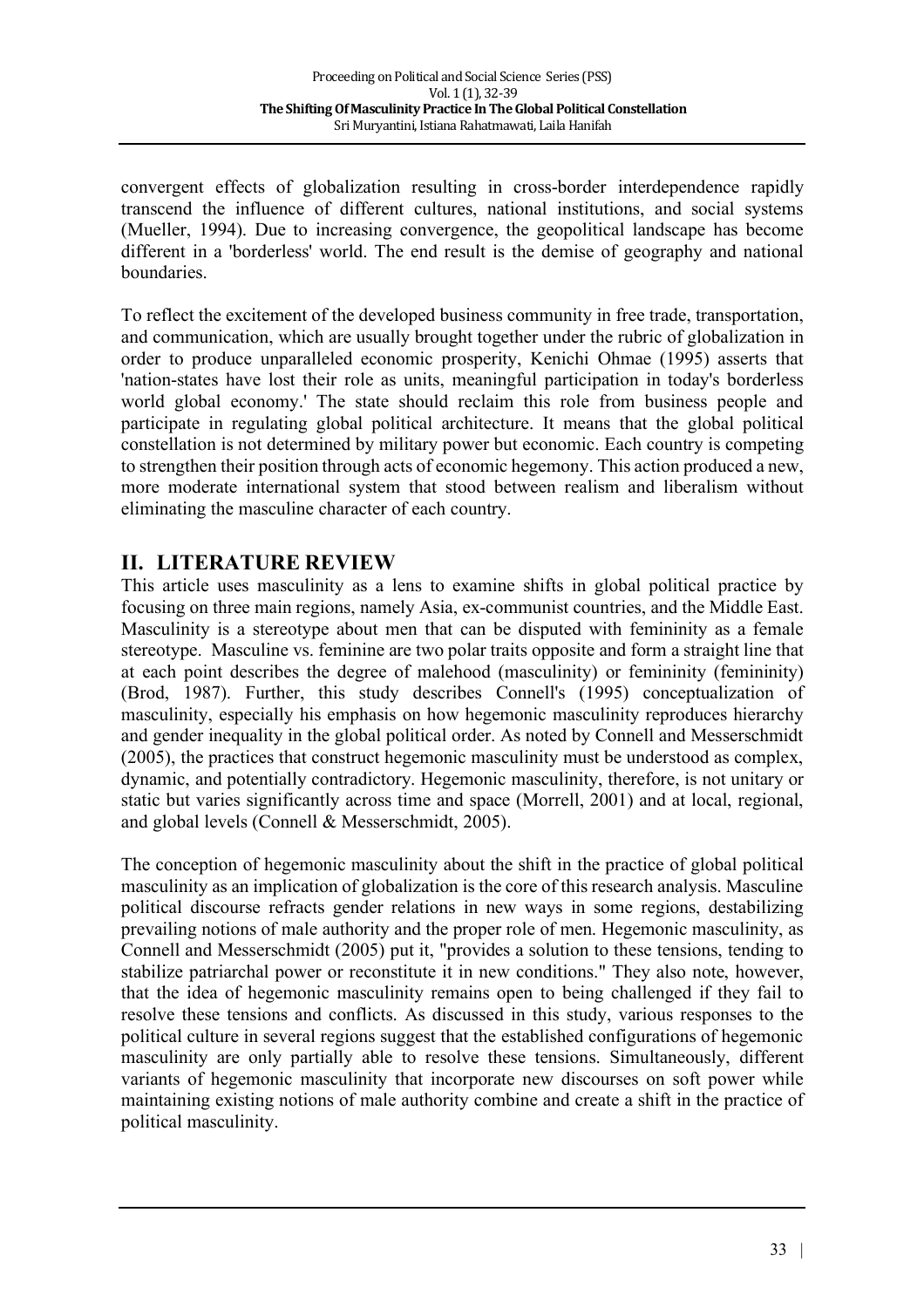convergent effects of globalization resulting in cross-border interdependence rapidly transcend the influence of different cultures, national institutions, and social systems (Mueller, 1994). Due to increasing convergence, the geopolitical landscape has become different in a 'borderless' world. The end result is the demise of geography and national boundaries.

To reflect the excitement of the developed business community in free trade, transportation, and communication, which are usually brought together under the rubric of globalization in order to produce unparalleled economic prosperity, Kenichi Ohmae (1995) asserts that 'nation-states have lost their role as units, meaningful participation in today's borderless world global economy.' The state should reclaim this role from business people and participate in regulating global political architecture. It means that the global political constellation is not determined by military power but economic. Each country is competing to strengthen their position through acts of economic hegemony. This action produced a new, more moderate international system that stood between realism and liberalism without eliminating the masculine character of each country.

## II. LITERATURE REVIEW

This article uses masculinity as a lens to examine shifts in global political practice by focusing on three main regions, namely Asia, ex-communist countries, and the Middle East. Masculinity is a stereotype about men that can be disputed with femininity as a female stereotype. Masculine vs. feminine are two polar traits opposite and form a straight line that at each point describes the degree of malehood (masculinity) or femininity (femininity) (Brod, 1987). Further, this study describes Connell's (1995) conceptualization of masculinity, especially his emphasis on how hegemonic masculinity reproduces hierarchy and gender inequality in the global political order. As noted by Connell and Messerschmidt (2005), the practices that construct hegemonic masculinity must be understood as complex, dynamic, and potentially contradictory. Hegemonic masculinity, therefore, is not unitary or static but varies significantly across time and space (Morrell, 2001) and at local, regional, and global levels (Connell & Messerschmidt, 2005).

The conception of hegemonic masculinity about the shift in the practice of global political masculinity as an implication of globalization is the core of this research analysis. Masculine political discourse refracts gender relations in new ways in some regions, destabilizing prevailing notions of male authority and the proper role of men. Hegemonic masculinity, as Connell and Messerschmidt (2005) put it, "provides a solution to these tensions, tending to stabilize patriarchal power or reconstitute it in new conditions." They also note, however, that the idea of hegemonic masculinity remains open to being challenged if they fail to resolve these tensions and conflicts. As discussed in this study, various responses to the political culture in several regions suggest that the established configurations of hegemonic masculinity are only partially able to resolve these tensions. Simultaneously, different variants of hegemonic masculinity that incorporate new discourses on soft power while maintaining existing notions of male authority combine and create a shift in the practice of political masculinity.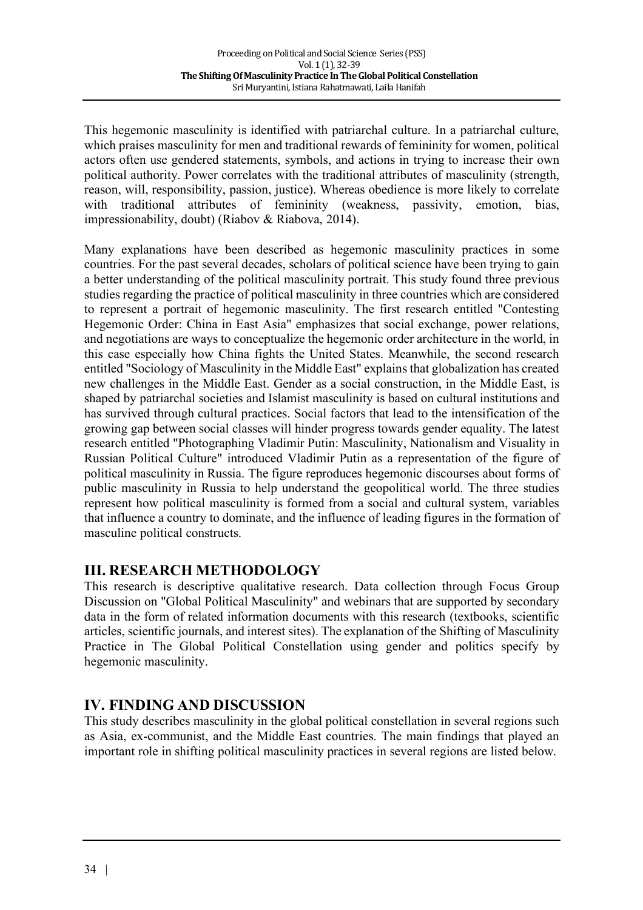This hegemonic masculinity is identified with patriarchal culture. In a patriarchal culture, which praises masculinity for men and traditional rewards of femininity for women, political actors often use gendered statements, symbols, and actions in trying to increase their own political authority. Power correlates with the traditional attributes of masculinity (strength, reason, will, responsibility, passion, justice). Whereas obedience is more likely to correlate with traditional attributes of femininity (weakness, passivity, emotion, bias, impressionability, doubt) (Riabov & Riabova, 2014).

Many explanations have been described as hegemonic masculinity practices in some countries. For the past several decades, scholars of political science have been trying to gain a better understanding of the political masculinity portrait. This study found three previous studies regarding the practice of political masculinity in three countries which are considered to represent a portrait of hegemonic masculinity. The first research entitled "Contesting Hegemonic Order: China in East Asia" emphasizes that social exchange, power relations, and negotiations are ways to conceptualize the hegemonic order architecture in the world, in this case especially how China fights the United States. Meanwhile, the second research entitled "Sociology of Masculinity in the Middle East" explains that globalization has created new challenges in the Middle East. Gender as a social construction, in the Middle East, is shaped by patriarchal societies and Islamist masculinity is based on cultural institutions and has survived through cultural practices. Social factors that lead to the intensification of the growing gap between social classes will hinder progress towards gender equality. The latest research entitled "Photographing Vladimir Putin: Masculinity, Nationalism and Visuality in Russian Political Culture" introduced Vladimir Putin as a representation of the figure of political masculinity in Russia. The figure reproduces hegemonic discourses about forms of public masculinity in Russia to help understand the geopolitical world. The three studies represent how political masculinity is formed from a social and cultural system, variables that influence a country to dominate, and the influence of leading figures in the formation of masculine political constructs.

## III. RESEARCH METHODOLOGY

This research is descriptive qualitative research. Data collection through Focus Group Discussion on "Global Political Masculinity" and webinars that are supported by secondary data in the form of related information documents with this research (textbooks, scientific articles, scientific journals, and interest sites). The explanation of the Shifting of Masculinity Practice in The Global Political Constellation using gender and politics specify by hegemonic masculinity.

## IV. FINDING AND DISCUSSION

This study describes masculinity in the global political constellation in several regions such as Asia, ex-communist, and the Middle East countries. The main findings that played an important role in shifting political masculinity practices in several regions are listed below.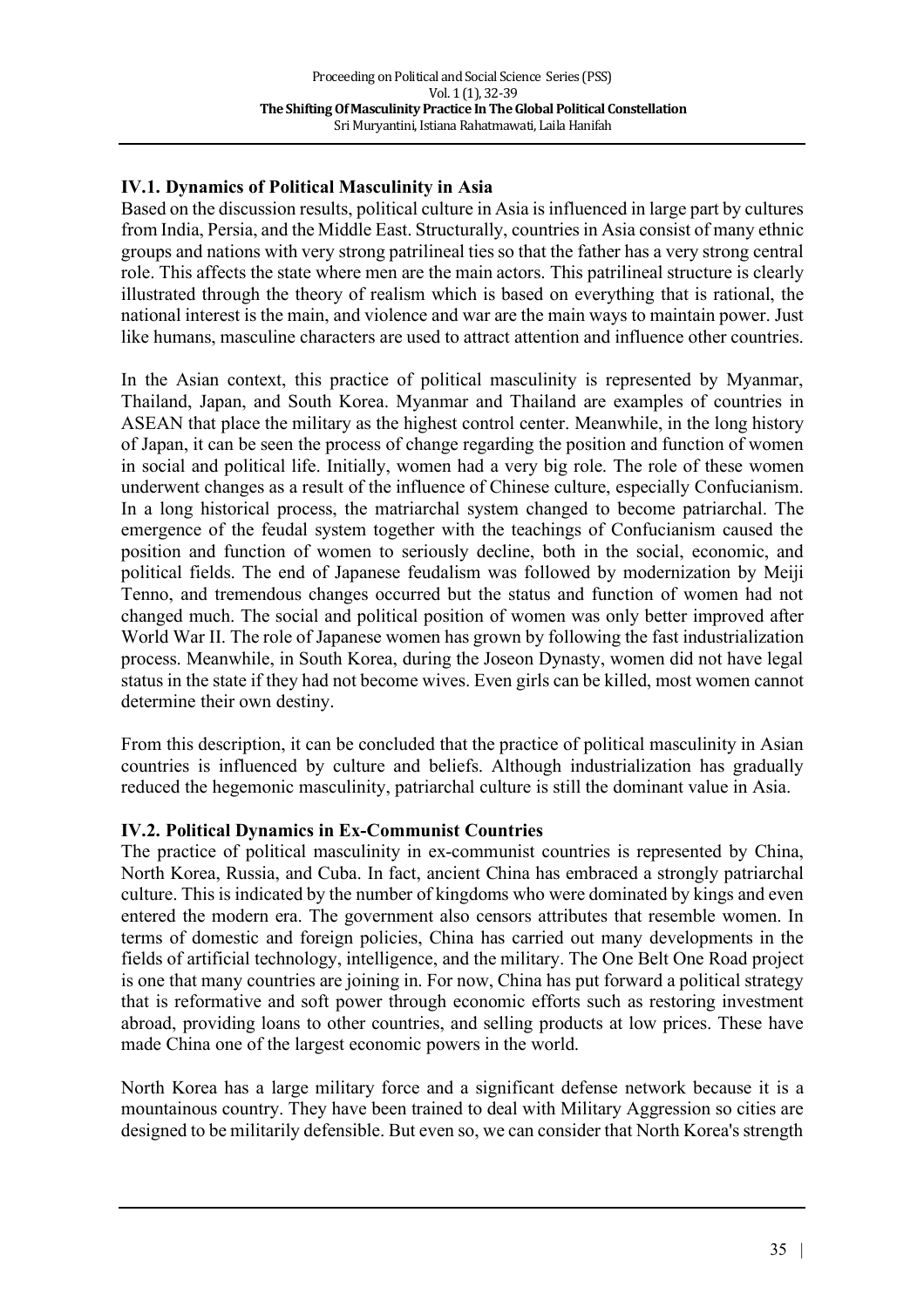### IV.1. Dynamics of Political Masculinity in Asia

Based on the discussion results, political culture in Asia is influenced in large part by cultures from India, Persia, and the Middle East. Structurally, countries in Asia consist of many ethnic groups and nations with very strong patrilineal ties so that the father has a very strong central role. This affects the state where men are the main actors. This patrilineal structure is clearly illustrated through the theory of realism which is based on everything that is rational, the national interest is the main, and violence and war are the main ways to maintain power. Just like humans, masculine characters are used to attract attention and influence other countries.

In the Asian context, this practice of political masculinity is represented by Myanmar, Thailand, Japan, and South Korea. Myanmar and Thailand are examples of countries in ASEAN that place the military as the highest control center. Meanwhile, in the long history of Japan, it can be seen the process of change regarding the position and function of women in social and political life. Initially, women had a very big role. The role of these women underwent changes as a result of the influence of Chinese culture, especially Confucianism. In a long historical process, the matriarchal system changed to become patriarchal. The emergence of the feudal system together with the teachings of Confucianism caused the position and function of women to seriously decline, both in the social, economic, and political fields. The end of Japanese feudalism was followed by modernization by Meiji Tenno, and tremendous changes occurred but the status and function of women had not changed much. The social and political position of women was only better improved after World War II. The role of Japanese women has grown by following the fast industrialization process. Meanwhile, in South Korea, during the Joseon Dynasty, women did not have legal status in the state if they had not become wives. Even girls can be killed, most women cannot determine their own destiny.

From this description, it can be concluded that the practice of political masculinity in Asian countries is influenced by culture and beliefs. Although industrialization has gradually reduced the hegemonic masculinity, patriarchal culture is still the dominant value in Asia.

### IV.2. Political Dynamics in Ex-Communist Countries

The practice of political masculinity in ex-communist countries is represented by China, North Korea, Russia, and Cuba. In fact, ancient China has embraced a strongly patriarchal culture. This is indicated by the number of kingdoms who were dominated by kings and even entered the modern era. The government also censors attributes that resemble women. In terms of domestic and foreign policies, China has carried out many developments in the fields of artificial technology, intelligence, and the military. The One Belt One Road project is one that many countries are joining in. For now, China has put forward a political strategy that is reformative and soft power through economic efforts such as restoring investment abroad, providing loans to other countries, and selling products at low prices. These have made China one of the largest economic powers in the world.

North Korea has a large military force and a significant defense network because it is a mountainous country. They have been trained to deal with Military Aggression so cities are designed to be militarily defensible. But even so, we can consider that North Korea's strength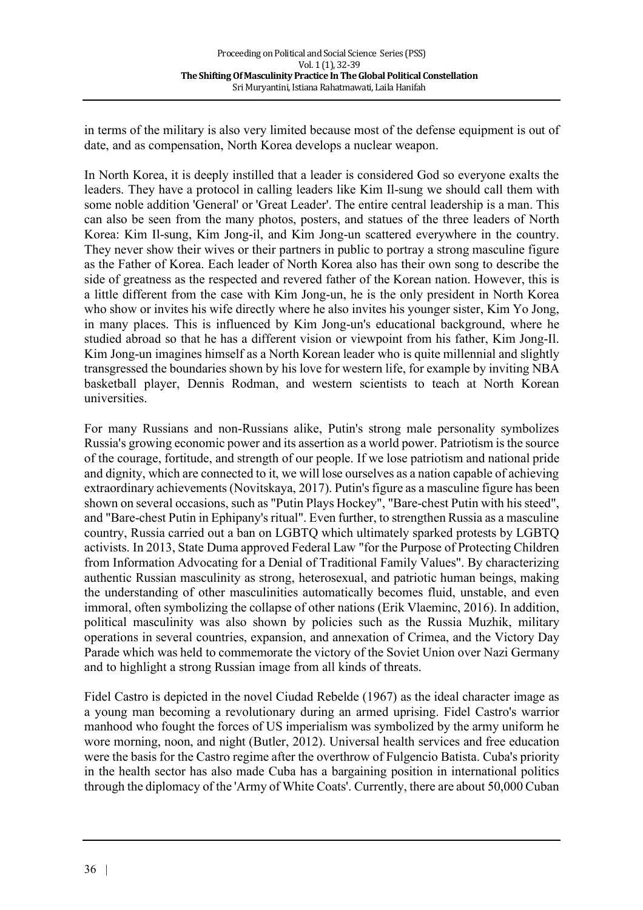in terms of the military is also very limited because most of the defense equipment is out of date, and as compensation, North Korea develops a nuclear weapon.

In North Korea, it is deeply instilled that a leader is considered God so everyone exalts the leaders. They have a protocol in calling leaders like Kim Il-sung we should call them with some noble addition 'General' or 'Great Leader'. The entire central leadership is a man. This can also be seen from the many photos, posters, and statues of the three leaders of North Korea: Kim Il-sung, Kim Jong-il, and Kim Jong-un scattered everywhere in the country. They never show their wives or their partners in public to portray a strong masculine figure as the Father of Korea. Each leader of North Korea also has their own song to describe the side of greatness as the respected and revered father of the Korean nation. However, this is a little different from the case with Kim Jong-un, he is the only president in North Korea who show or invites his wife directly where he also invites his younger sister, Kim Yo Jong, in many places. This is influenced by Kim Jong-un's educational background, where he studied abroad so that he has a different vision or viewpoint from his father, Kim Jong-Il. Kim Jong-un imagines himself as a North Korean leader who is quite millennial and slightly transgressed the boundaries shown by his love for western life, for example by inviting NBA basketball player, Dennis Rodman, and western scientists to teach at North Korean universities.

For many Russians and non-Russians alike, Putin's strong male personality symbolizes Russia's growing economic power and its assertion as a world power. Patriotism is the source of the courage, fortitude, and strength of our people. If we lose patriotism and national pride and dignity, which are connected to it, we will lose ourselves as a nation capable of achieving extraordinary achievements (Novitskaya, 2017). Putin's figure as a masculine figure has been shown on several occasions, such as "Putin Plays Hockey", "Bare-chest Putin with his steed", and "Bare-chest Putin in Ephipany's ritual". Even further, to strengthen Russia as a masculine country, Russia carried out a ban on LGBTQ which ultimately sparked protests by LGBTQ activists. In 2013, State Duma approved Federal Law "for the Purpose of Protecting Children from Information Advocating for a Denial of Traditional Family Values". By characterizing authentic Russian masculinity as strong, heterosexual, and patriotic human beings, making the understanding of other masculinities automatically becomes fluid, unstable, and even immoral, often symbolizing the collapse of other nations (Erik Vlaeminc, 2016). In addition, political masculinity was also shown by policies such as the Russia Muzhik, military operations in several countries, expansion, and annexation of Crimea, and the Victory Day Parade which was held to commemorate the victory of the Soviet Union over Nazi Germany and to highlight a strong Russian image from all kinds of threats.

Fidel Castro is depicted in the novel Ciudad Rebelde (1967) as the ideal character image as a young man becoming a revolutionary during an armed uprising. Fidel Castro's warrior manhood who fought the forces of US imperialism was symbolized by the army uniform he wore morning, noon, and night (Butler, 2012). Universal health services and free education were the basis for the Castro regime after the overthrow of Fulgencio Batista. Cuba's priority in the health sector has also made Cuba has a bargaining position in international politics through the diplomacy of the 'Army of White Coats'. Currently, there are about 50,000 Cuban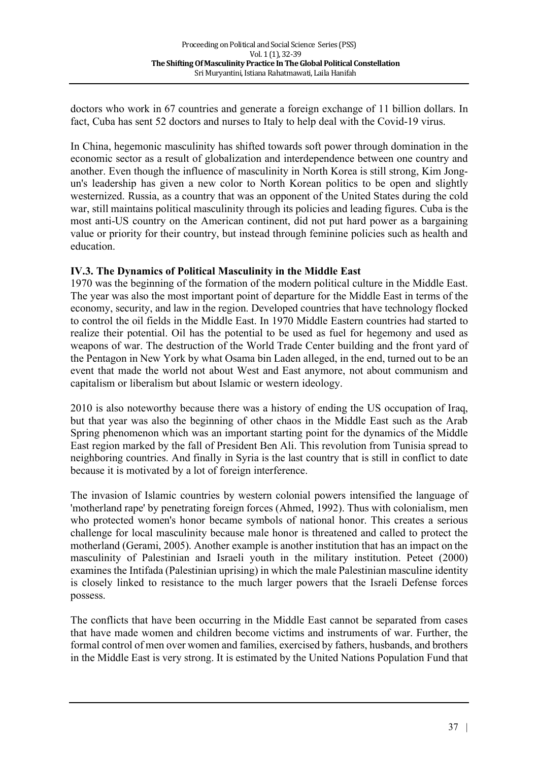doctors who work in 67 countries and generate a foreign exchange of 11 billion dollars. In fact, Cuba has sent 52 doctors and nurses to Italy to help deal with the Covid-19 virus.

In China, hegemonic masculinity has shifted towards soft power through domination in the economic sector as a result of globalization and interdependence between one country and another. Even though the influence of masculinity in North Korea is still strong, Kim Jong-un's leadership has given a new color to North Korean politics to be open and slightly westernized. Russia, as a country that was an opponent of the United States during the cold war, still maintains political masculinity through its policies and leading figures. Cuba is the most anti-US country on the American continent, did not put hard power as a bargaining value or priority for their country, but instead through feminine policies such as health and education.

### IV.3. The Dynamics of Political Masculinity in the Middle East

1970 was the beginning of the formation of the modern political culture in the Middle East. The year was also the most important point of departure for the Middle East in terms of the economy, security, and law in the region. Developed countries that have technology flocked to control the oil fields in the Middle East. In 1970 Middle Eastern countries had started to realize their potential. Oil has the potential to be used as fuel for hegemony and used as weapons of war. The destruction of the World Trade Center building and the front yard of the Pentagon in New York by what Osama bin Laden alleged, in the end, turned out to be an event that made the world not about West and East anymore, not about communism and capitalism or liberalism but about Islamic or western ideology.

2010 is also noteworthy because there was a history of ending the US occupation of Iraq, but that year was also the beginning of other chaos in the Middle East such as the Arab Spring phenomenon which was an important starting point for the dynamics of the Middle East region marked by the fall of President Ben Ali. This revolution from Tunisia spread to neighboring countries. And finally in Syria is the last country that is still in conflict to date because it is motivated by a lot of foreign interference.

The invasion of Islamic countries by western colonial powers intensified the language of 'motherland rape' by penetrating foreign forces (Ahmed, 1992). Thus with colonialism, men who protected women's honor became symbols of national honor. This creates a serious challenge for local masculinity because male honor is threatened and called to protect the motherland (Gerami, 2005). Another example is another institution that has an impact on the masculinity of Palestinian and Israeli youth in the military institution. Peteet (2000) examines the Intifada (Palestinian uprising) in which the male Palestinian masculine identity is closely linked to resistance to the much larger powers that the Israeli Defense forces possess.

The conflicts that have been occurring in the Middle East cannot be separated from cases that have made women and children become victims and instruments of war. Further, the formal control of men over women and families, exercised by fathers, husbands, and brothers in the Middle East is very strong. It is estimated by the United Nations Population Fund that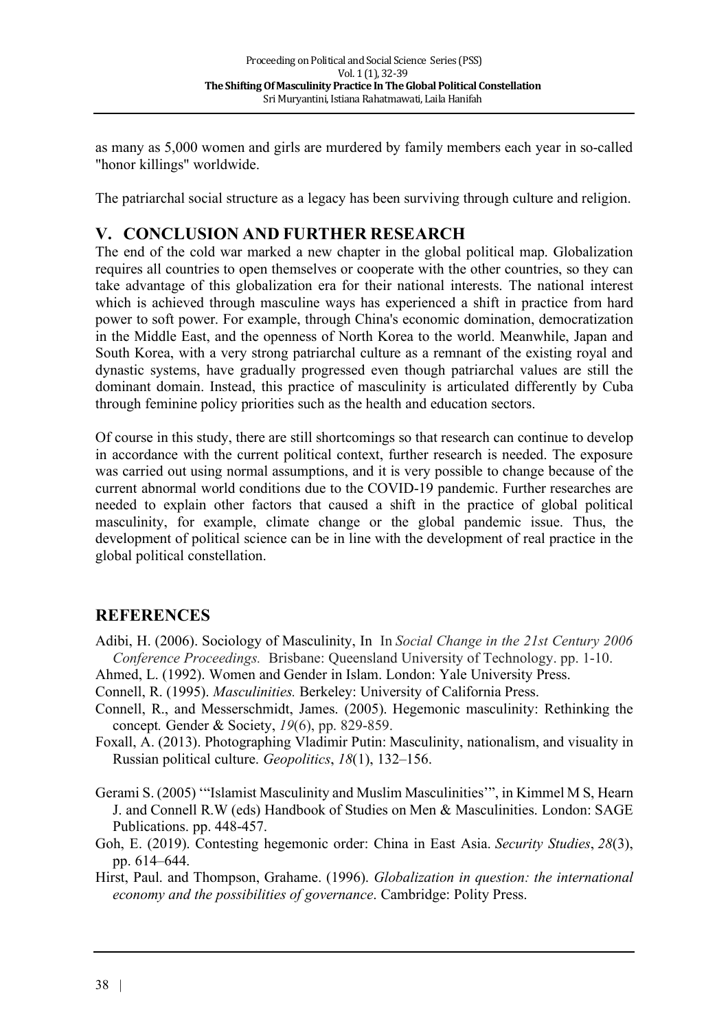as many as 5,000 women and girls are murdered by family members each year in so-called "honor killings" worldwide.

The patriarchal social structure as a legacy has been surviving through culture and religion.

## V. CONCLUSION AND FURTHER RESEARCH

The end of the cold war marked a new chapter in the global political map. Globalization requires all countries to open themselves or cooperate with the other countries, so they can take advantage of this globalization era for their national interests. The national interest which is achieved through masculine ways has experienced a shift in practice from hard power to soft power. For example, through China's economic domination, democratization in the Middle East, and the openness of North Korea to the world. Meanwhile, Japan and South Korea, with a very strong patriarchal culture as a remnant of the existing royal and dynastic systems, have gradually progressed even though patriarchal values are still the dominant domain. Instead, this practice of masculinity is articulated differently by Cuba through feminine policy priorities such as the health and education sectors.

Of course in this study, there are still shortcomings so that research can continue to develop in accordance with the current political context, further research is needed. The exposure was carried out using normal assumptions, and it is very possible to change because of the current abnormal world conditions due to the COVID-19 pandemic. Further researches are needed to explain other factors that caused a shift in the practice of global political masculinity, for example, climate change or the global pandemic issue. Thus, the development of political science can be in line with the development of real practice in the global political constellation.

## REFERENCES

Adibi, H. (2006). Sociology of Masculinity, In In *Social Change in the 21st Century 2006 Conference Proceedings.* Brisbane: Queensland University of Technology. pp. 1-10.

Ahmed, L. (1992). Women and Gender in Islam. London: Yale University Press.

Connell, R. (1995). *Masculinities.* Berkeley: University of California Press.

Connell, R., and Messerschmidt, James. (2005). Hegemonic masculinity: Rethinking the concept*.* Gender & Society, *19*(6), pp. 829-859.

Foxall, A. (2013). Photographing Vladimir Putin: Masculinity, nationalism, and visuality in Russian political culture. *Geopolitics*, *18*(1), 132–156.

Gerami S. (2005) '"Islamist Masculinity and Muslim Masculinities'", in Kimmel M S, Hearn J. and Connell R.W (eds) Handbook of Studies on Men & Masculinities. London: SAGE Publications. pp. 448-457.

Goh, E. (2019). Contesting hegemonic order: China in East Asia. *Security Studies*, *28*(3), pp. 614–644.

Hirst, Paul. and Thompson, Grahame. (1996). *Globalization in question: the international economy and the possibilities of governance*. Cambridge: Polity Press.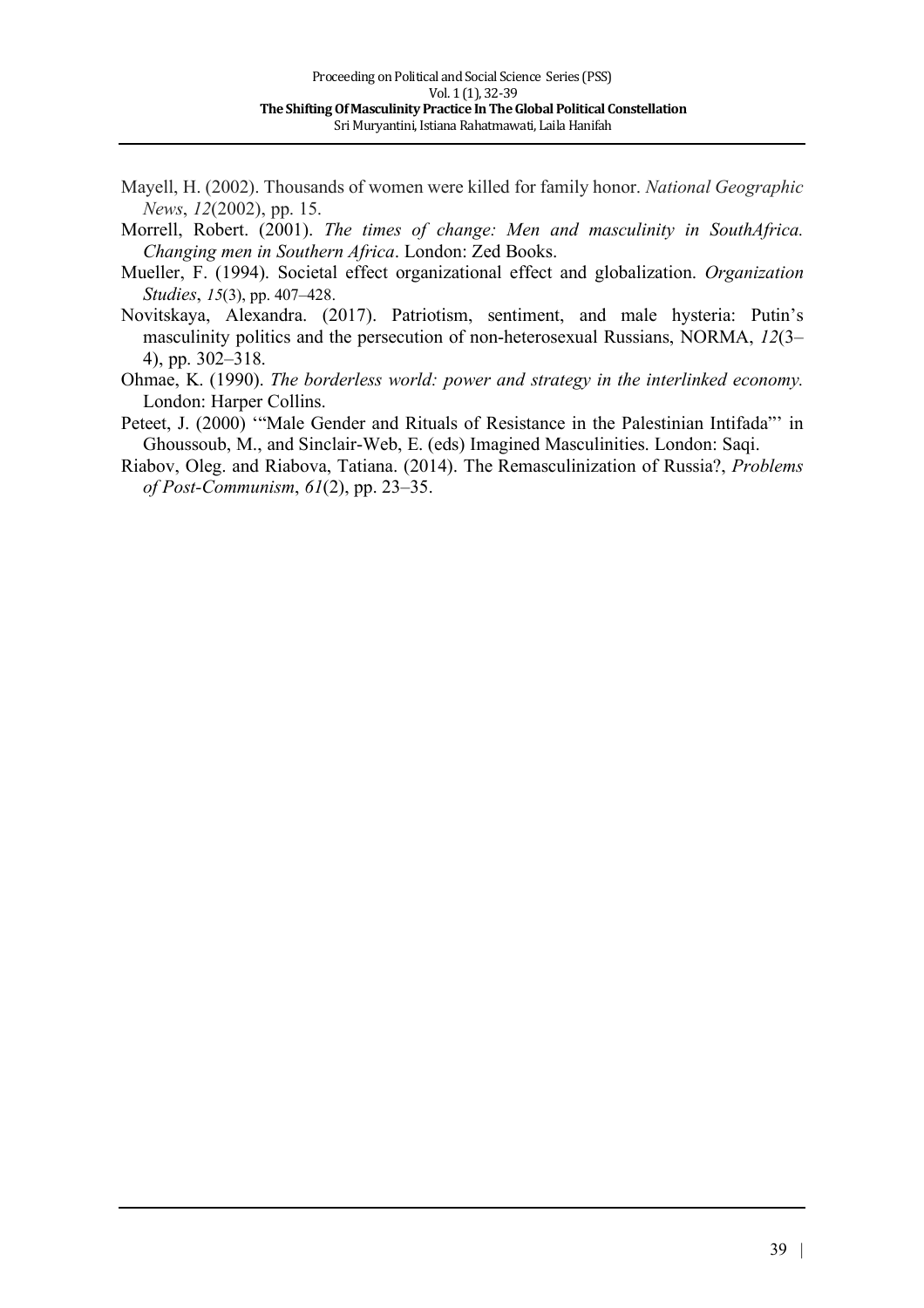Mayell, H. (2002). Thousands of women were killed for family honor. *National Geographic News*, *12*(2002), pp. 15.

Morrell, Robert. (2001). *The times of change: Men and masculinity in SouthAfrica. Changing men in Southern Africa*. London: Zed Books.

Mueller, F. (1994). Societal effect organizational effect and globalization. *Organization Studies*, *15*(3), pp. 407–428.

Novitskaya, Alexandra. (2017). Patriotism, sentiment, and male hysteria: Putin's masculinity politics and the persecution of non-heterosexual Russians, NORMA, *12*(3–4), pp. 302–318.

Ohmae, K. (1990). *The borderless world: power and strategy in the interlinked economy.* London: Harper Collins.

Peteet, J. (2000) '"Male Gender and Rituals of Resistance in the Palestinian Intifada"' in Ghoussoub, M., and Sinclair-Web, E. (eds) Imagined Masculinities. London: Saqi.

Riabov, Oleg. and Riabova, Tatiana. (2014). The Remasculinization of Russia?, *Problems of Post-Communism*, *61*(2), pp. 23–35.